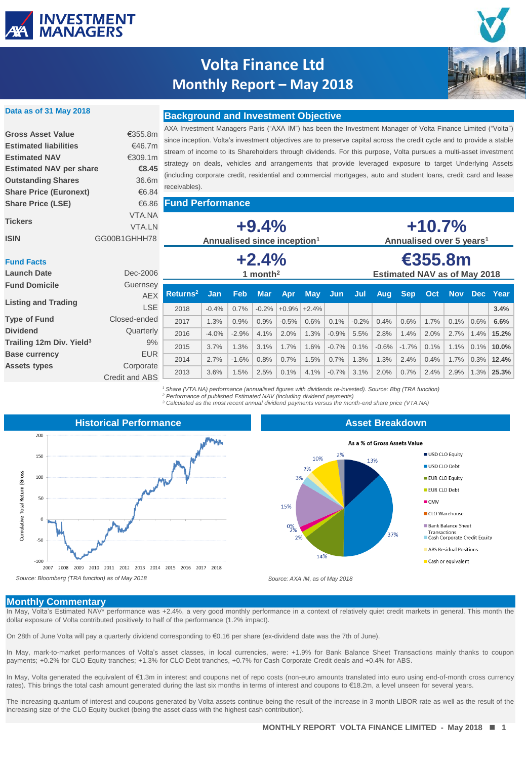# Volta Finance Ltd
## Monthly Report – May 2018

**Data as of 31 May 2018**

| | |
|---|---|
| **Gross Asset Value** | €355.8m |
| **Estimated liabilities** | €46.7m |
| **Estimated NAV** | €309.1m |
| **Estimated NAV per share** | **€8.45** |
| **Outstanding Shares** | 36.6m |
| **Share Price (Euronext)** | €6.84 |
| **Share Price (LSE)** | €6.86 |
| **Tickers** | VTA.NA VTA.LN |
| **ISIN** | GG00B1GHHH78 |

**Fund Facts**

| | |
|---|---|
| **Launch Date** | Dec-2006 |
| **Fund Domicile** | Guernsey |
| **Listing and Trading** | AEX LSE |
| **Type of Fund** | Closed-ended |
| **Dividend** | Quarterly |
| **Trailing 12m Div. Yield**[3] | 9% |
| **Base currency** | EUR |
| **Assets types** | Corporate Credit and ABS |

## Background and Investment Objective

AXA Investment Managers Paris ("AXA IM") has been the Investment Manager of Volta Finance Limited ("Volta") since inception. Volta's investment objectives are to preserve capital across the credit cycle and to provide a stable stream of income to its Shareholders through dividends. For this purpose, Volta pursues a multi-asset investment strategy on deals, vehicles and arrangements that provide leveraged exposure to target Underlying Assets (including corporate credit, residential and commercial mortgages, auto and student loans, credit card and lease receivables).

## Fund Performance

**+9.4%** Annualised since inception[1]

**+10.7%** Annualised over 5 years[1]

**+2.4%** 1 month[2]

**€355.8m** Estimated NAV as of May 2018

| Returns[2] | Jan | Feb | Mar | Apr | May | Jun | Jul | Aug | Sep | Oct | Nov | Dec | Year |
|---|---|---|---|---|---|---|---|---|---|---|---|---|---|
| 2018 | -0.4% | 0.7% | -0.2% | +0.9% | +2.4% | | | | | | | | **3.4%** |
| 2017 | 1.3% | 0.9% | 0.9% | -0.5% | 0.6% | 0.1% | -0.2% | 0.4% | 0.6% | 1.7% | 0.1% | 0.6% | **6.6%** |
| 2016 | -4.0% | -2.9% | 4.1% | 2.0% | 1.3% | -0.9% | 5.5% | 2.8% | 1.4% | 2.0% | 2.7% | 1.4% | **15.2%** |
| 2015 | 3.7% | 1.3% | 3.1% | 1.7% | 1.6% | -0.7% | 0.1% | -0.6% | -1.7% | 0.1% | 1.1% | 0.1% | **10.0%** |
| 2014 | 2.7% | -1.6% | 0.8% | 0.7% | 1.5% | 0.7% | 1.3% | 1.3% | 2.4% | 0.4% | 1.7% | 0.3% | **12.4%** |
| 2013 | 3.6% | 1.5% | 2.5% | 0.1% | 4.1% | -0.7% | 3.1% | 2.0% | 0.7% | 2.4% | 2.9% | 1.3% | **25.3%** |

*[1] Share (VTA.NA) performance (annualised figures with dividends re-invested). Source: Bbg (TRA function)*
*[2] Performance of published Estimated NAV (including dividend payments)*
*[3] Calculated as the most recent annual dividend payments versus the month-end share price (VTA.NA)*

## Historical Performance

*Source: Bloomberg (TRA function) as of May 2018*

## Asset Breakdown

As a % of Gross Assets Value

- USD CLO Equity: 13%
- USD CLO Debt: 37%
- EUR CLO Equity: 14%
- EUR CLO Debt: 2%
- CMV: 2%
- CLO Warehouse: 0%
- Bank Balance Sheet Transactions: 15%
- Cash Corporate Credit Equity: 3%
- ABS Residual Positions: 2%
- Cash or equivalent: 10%
- 2%

*Source: AXA IM, as of May 2018*

## Monthly Commentary

In May, Volta's Estimated NAV* performance was +2.4%, a very good monthly performance in a context of relatively quiet credit markets in general. This month the dollar exposure of Volta contributed positively to half of the performance (1.2% impact).

On 28th of June Volta will pay a quarterly dividend corresponding to €0.16 per share (ex-dividend date was the 7th of June).

In May, mark-to-market performances of Volta's asset classes, in local currencies, were: +1.9% for Bank Balance Sheet Transactions mainly thanks to coupon payments; +0.2% for CLO Equity tranches; +1.3% for CLO Debt tranches, +0.7% for Cash Corporate Credit deals and +0.4% for ABS.

In May, Volta generated the equivalent of €1.3m in interest and coupons net of repo costs (non-euro amounts translated into euro using end-of-month cross currency rates). This brings the total cash amount generated during the last six months in terms of interest and coupons to €18.2m, a level unseen for several years.

The increasing quantum of interest and coupons generated by Volta assets continue being the result of the increase in 3 month LIBOR rate as well as the result of the increasing size of the CLO Equity bucket (being the asset class with the highest cash contribution).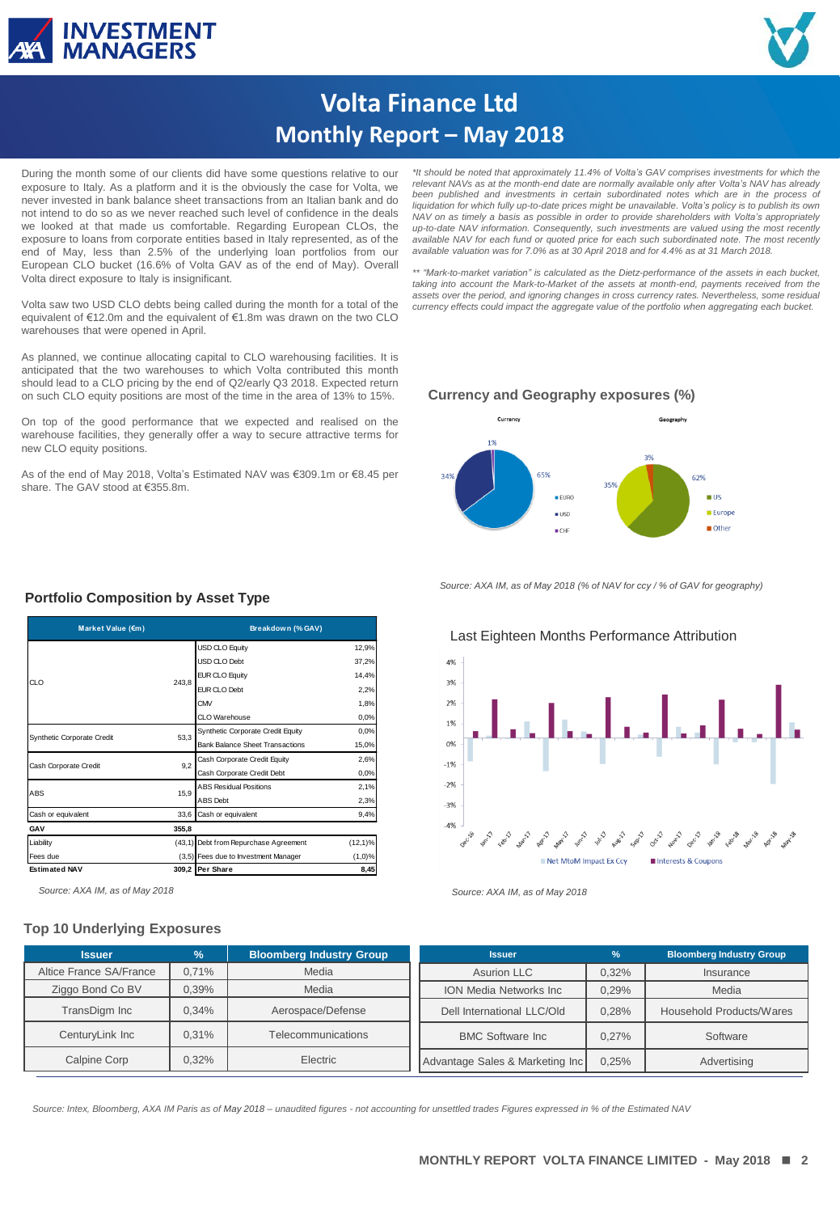# Volta Finance Ltd
## Monthly Report – May 2018

During the month some of our clients did have some questions relative to our exposure to Italy. As a platform and it is the obviously the case for Volta, we never invested in bank balance sheet transactions from an Italian bank and do not intend to do so as we never reached such level of confidence in the deals we looked at that made us comfortable. Regarding European CLOs, the exposure to loans from corporate entities based in Italy represented, as of the end of May, less than 2.5% of the underlying loan portfolios from our European CLO bucket (16.6% of Volta GAV as of the end of May). Overall Volta direct exposure to Italy is insignificant.

Volta saw two USD CLO debts being called during the month for a total of the equivalent of €12.0m and the equivalent of €1.8m was drawn on the two CLO warehouses that were opened in April.

As planned, we continue allocating capital to CLO warehousing facilities. It is anticipated that the two warehouses to which Volta contributed this month should lead to a CLO pricing by the end of Q2/early Q3 2018. Expected return on such CLO equity positions are most of the time in the area of 13% to 15%.

On top of the good performance that we expected and realised on the warehouse facilities, they generally offer a way to secure attractive terms for new CLO equity positions.

As of the end of May 2018, Volta's Estimated NAV was €309.1m or €8.45 per share. The GAV stood at €355.8m.

*\*It should be noted that approximately 11.4% of Volta's GAV comprises investments for which the relevant NAVs as at the month-end date are normally available only after Volta's NAV has already been published and investments in certain subordinated notes which are in the process of liquidation for which fully up-to-date prices might be unavailable. Volta's policy is to publish its own NAV on as timely a basis as possible in order to provide shareholders with Volta's appropriately up-to-date NAV information. Consequently, such investments are valued using the most recently available NAV for each fund or quoted price for each such subordinated note. The most recently available valuation was for 7.0% as at 30 April 2018 and for 4.4% as at 31 March 2018.*

*\*\* "Mark-to-market variation" is calculated as the Dietz-performance of the assets in each bucket, taking into account the Mark-to-Market of the assets at month-end, payments received from the assets over the period, and ignoring changes in cross currency rates. Nevertheless, some residual currency effects could impact the aggregate value of the portfolio when aggregating each bucket.*

### Currency and Geography exposures (%)

Currency: EURO 65%, USD 34%, CHF 1%

Geography: US 62%, Europe 35%, Other 3%

*Source: AXA IM, as of May 2018 (% of NAV for ccy / % of GAV for geography)*

### Portfolio Composition by Asset Type

| Market Value (€m) | | Breakdown (% GAV) | |
|---|---|---|---|
| CLO | 243,8 | USD CLO Equity | 12,9% |
| | | USD CLO Debt | 37,2% |
| | | EUR CLO Equity | 14,4% |
| | | EUR CLO Debt | 2,2% |
| | | CMV | 1,8% |
| | | CLO Warehouse | 0,0% |
| Synthetic Corporate Credit | 53,3 | Synthetic Corporate Credit Equity | 0,0% |
| | | Bank Balance Sheet Transactions | 15,0% |
| Cash Corporate Credit | 9,2 | Cash Corporate Credit Equity | 2,6% |
| | | Cash Corporate Credit Debt | 0,0% |
| ABS | 15,9 | ABS Residual Positions | 2,1% |
| | | ABS Debt | 2,3% |
| Cash or equivalent | 33,6 | Cash or equivalent | 9,4% |
| **GAV** | **355,8** | | |
| Liability | (43,1) | Debt from Repurchase Agreement | (12,1)% |
| Fees due | (3,5) | Fees due to Investment Manager | (1,0)% |
| **Estimated NAV** | **309,2** | **Per Share** | **8,45** |

*Source: AXA IM, as of May 2018*

### Last Eighteen Months Performance Attribution

(Dec-16 to May-18; Net MtoM Impact Ex Ccy / Interests & Coupons)

*Source: AXA IM, as of May 2018*

### Top 10 Underlying Exposures

| Issuer | % | Bloomberg Industry Group |
|---|---|---|
| Altice France SA/France | 0,71% | Media |
| Ziggo Bond Co BV | 0,39% | Media |
| TransDigm Inc | 0,34% | Aerospace/Defense |
| CenturyLink Inc | 0,31% | Telecommunications |
| Calpine Corp | 0,32% | Electric |
| Asurion LLC | 0,32% | Insurance |
| ION Media Networks Inc | 0,29% | Media |
| Dell International LLC/Old | 0,28% | Household Products/Wares |
| BMC Software Inc | 0,27% | Software |
| Advantage Sales & Marketing Inc | 0,25% | Advertising |

*Source: Intex, Bloomberg, AXA IM Paris as of May 2018 – unaudited figures - not accounting for unsettled trades Figures expressed in % of the Estimated NAV*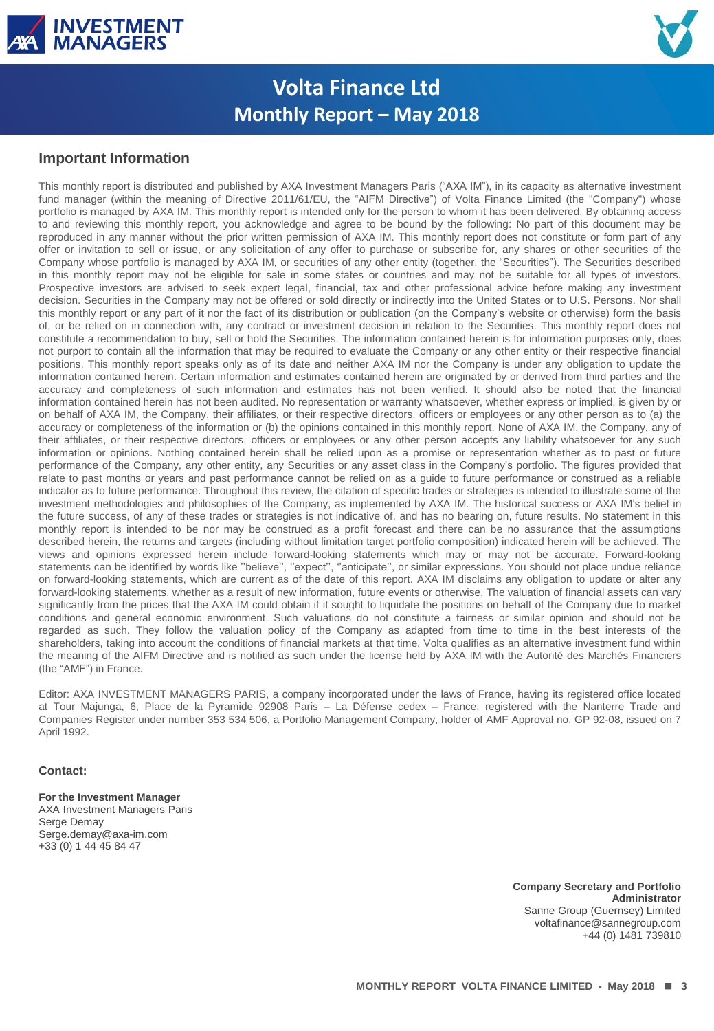# Volta Finance Ltd
## Monthly Report – May 2018

### Important Information

This monthly report is distributed and published by AXA Investment Managers Paris ("AXA IM"), in its capacity as alternative investment fund manager (within the meaning of Directive 2011/61/EU, the "AIFM Directive") of Volta Finance Limited (the "Company") whose portfolio is managed by AXA IM. This monthly report is intended only for the person to whom it has been delivered. By obtaining access to and reviewing this monthly report, you acknowledge and agree to be bound by the following: No part of this document may be reproduced in any manner without the prior written permission of AXA IM. This monthly report does not constitute or form part of any offer or invitation to sell or issue, or any solicitation of any offer to purchase or subscribe for, any shares or other securities of the Company whose portfolio is managed by AXA IM, or securities of any other entity (together, the "Securities"). The Securities described in this monthly report may not be eligible for sale in some states or countries and may not be suitable for all types of investors. Prospective investors are advised to seek expert legal, financial, tax and other professional advice before making any investment decision. Securities in the Company may not be offered or sold directly or indirectly into the United States or to U.S. Persons. Nor shall this monthly report or any part of it nor the fact of its distribution or publication (on the Company's website or otherwise) form the basis of, or be relied on in connection with, any contract or investment decision in relation to the Securities. This monthly report does not constitute a recommendation to buy, sell or hold the Securities. The information contained herein is for information purposes only, does not purport to contain all the information that may be required to evaluate the Company or any other entity or their respective financial positions. This monthly report speaks only as of its date and neither AXA IM nor the Company is under any obligation to update the information contained herein. Certain information and estimates contained herein are originated by or derived from third parties and the accuracy and completeness of such information and estimates has not been verified. It should also be noted that the financial information contained herein has not been audited. No representation or warranty whatsoever, whether express or implied, is given by or on behalf of AXA IM, the Company, their affiliates, or their respective directors, officers or employees or any other person as to (a) the accuracy or completeness of the information or (b) the opinions contained in this monthly report. None of AXA IM, the Company, any of their affiliates, or their respective directors, officers or employees or any other person accepts any liability whatsoever for any such information or opinions. Nothing contained herein shall be relied upon as a promise or representation whether as to past or future performance of the Company, any other entity, any Securities or any asset class in the Company's portfolio. The figures provided that relate to past months or years and past performance cannot be relied on as a guide to future performance or construed as a reliable indicator as to future performance. Throughout this review, the citation of specific trades or strategies is intended to illustrate some of the investment methodologies and philosophies of the Company, as implemented by AXA IM. The historical success or AXA IM's belief in the future success, of any of these trades or strategies is not indicative of, and has no bearing on, future results. No statement in this monthly report is intended to be nor may be construed as a profit forecast and there can be no assurance that the assumptions described herein, the returns and targets (including without limitation target portfolio composition) indicated herein will be achieved. The views and opinions expressed herein include forward-looking statements which may or may not be accurate. Forward-looking statements can be identified by words like ''believe'', ''expect'', ''anticipate'', or similar expressions. You should not place undue reliance on forward-looking statements, which are current as of the date of this report. AXA IM disclaims any obligation to update or alter any forward-looking statements, whether as a result of new information, future events or otherwise. The valuation of financial assets can vary significantly from the prices that the AXA IM could obtain if it sought to liquidate the positions on behalf of the Company due to market conditions and general economic environment. Such valuations do not constitute a fairness or similar opinion and should not be regarded as such. They follow the valuation policy of the Company as adapted from time to time in the best interests of the shareholders, taking into account the conditions of financial markets at that time. Volta qualifies as an alternative investment fund within the meaning of the AIFM Directive and is notified as such under the license held by AXA IM with the Autorité des Marchés Financiers (the "AMF") in France.

Editor: AXA INVESTMENT MANAGERS PARIS, a company incorporated under the laws of France, having its registered office located at Tour Majunga, 6, Place de la Pyramide 92908 Paris – La Défense cedex – France, registered with the Nanterre Trade and Companies Register under number 353 534 506, a Portfolio Management Company, holder of AMF Approval no. GP 92-08, issued on 7 April 1992.

### Contact:

**For the Investment Manager**
AXA Investment Managers Paris
Serge Demay
Serge.demay@axa-im.com
+33 (0) 1 44 45 84 47

**Company Secretary and Portfolio Administrator**
Sanne Group (Guernsey) Limited
voltafinance@sannegroup.com
+44 (0) 1481 739810